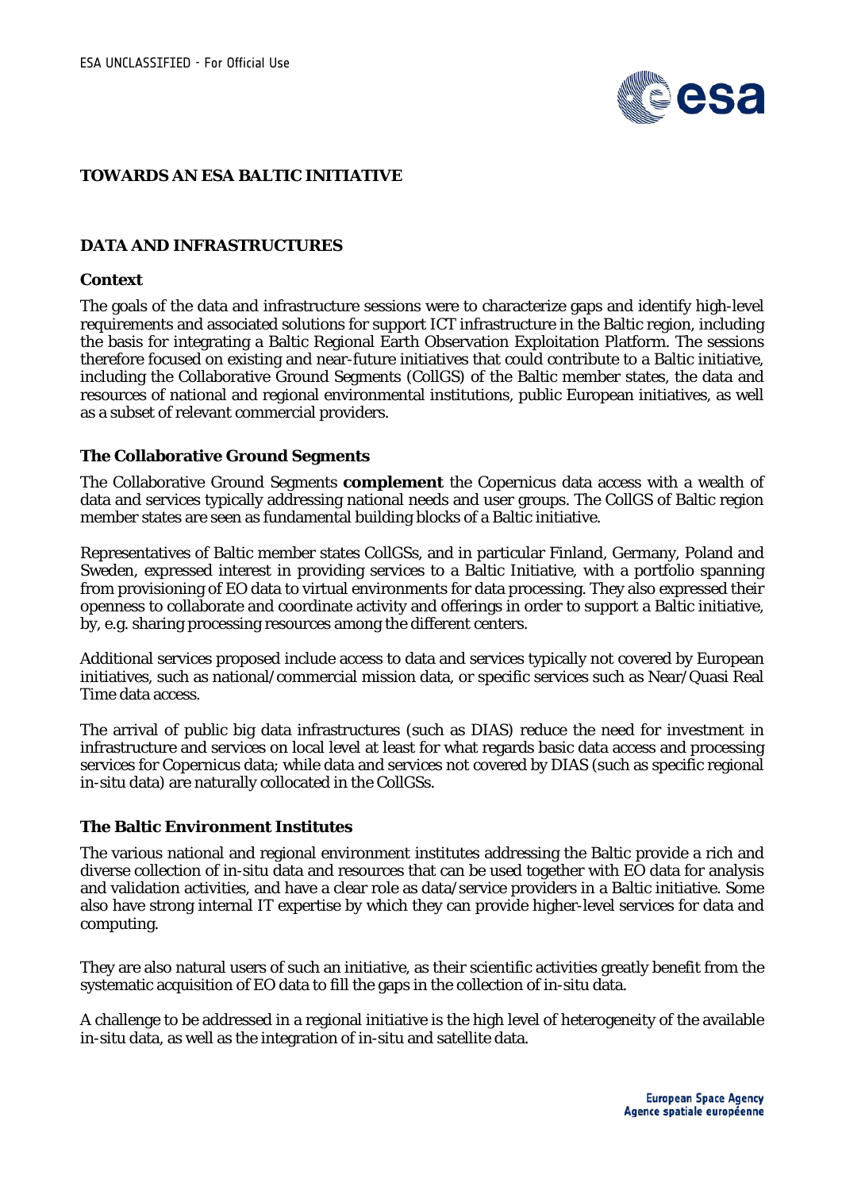# TOWARDS AN ESA BALTIC INITIATIVE

## DATA AND INFRASTRUCTURES

### Context

The goals of the data and infrastructure sessions were to characterize gaps and identify high-level requirements and associated solutions for support ICT infrastructure in the Baltic region, including the basis for integrating a Baltic Regional Earth Observation Exploitation Platform. The sessions therefore focused on existing and near-future initiatives that could contribute to a Baltic initiative, including the Collaborative Ground Segments (CollGS) of the Baltic member states, the data and resources of national and regional environmental institutions, public European initiatives, as well as a subset of relevant commercial providers.

### The Collaborative Ground Segments

The Collaborative Ground Segments **complement** the Copernicus data access with a wealth of data and services typically addressing national needs and user groups. The CollGS of Baltic region member states are seen as fundamental building blocks of a Baltic initiative.

Representatives of Baltic member states CollGSs, and in particular Finland, Germany, Poland and Sweden, expressed interest in providing services to a Baltic Initiative, with a portfolio spanning from provisioning of EO data to virtual environments for data processing. They also expressed their openness to collaborate and coordinate activity and offerings in order to support a Baltic initiative, by, e.g. sharing processing resources among the different centers.

Additional services proposed include access to data and services typically not covered by European initiatives, such as national/commercial mission data, or specific services such as Near/Quasi Real Time data access.

The arrival of public big data infrastructures (such as DIAS) reduce the need for investment in infrastructure and services on local level at least for what regards basic data access and processing services for Copernicus data; while data and services not covered by DIAS (such as specific regional in-situ data) are naturally collocated in the CollGSs.

### The Baltic Environment Institutes

The various national and regional environment institutes addressing the Baltic provide a rich and diverse collection of in-situ data and resources that can be used together with EO data for analysis and validation activities, and have a clear role as data/service providers in a Baltic initiative. Some also have strong internal IT expertise by which they can provide higher-level services for data and computing.

They are also natural users of such an initiative, as their scientific activities greatly benefit from the systematic acquisition of EO data to fill the gaps in the collection of in-situ data.

A challenge to be addressed in a regional initiative is the high level of heterogeneity of the available in-situ data, as well as the integration of in-situ and satellite data.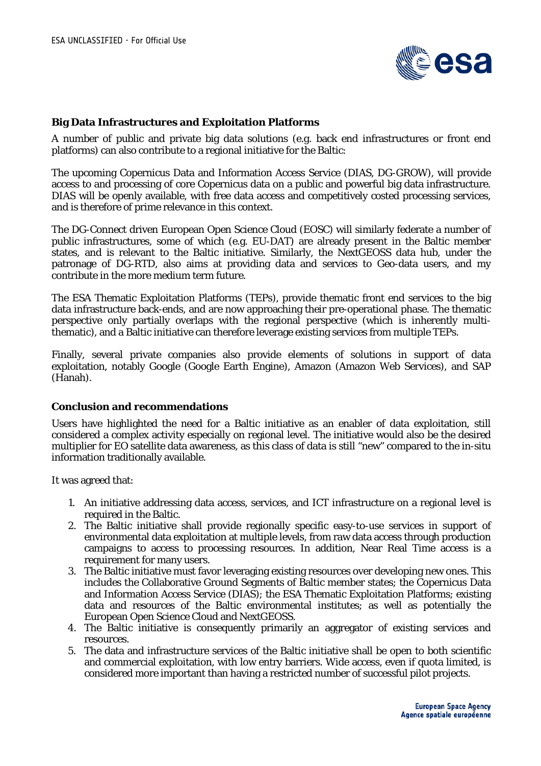**Big Data Infrastructures and Exploitation Platforms**

A number of public and private big data solutions (e.g. back end infrastructures or front end platforms) can also contribute to a regional initiative for the Baltic:

The upcoming Copernicus Data and Information Access Service (DIAS, DG-GROW), will provide access to and processing of core Copernicus data on a public and powerful big data infrastructure. DIAS will be openly available, with free data access and competitively costed processing services, and is therefore of prime relevance in this context.

The DG-Connect driven European Open Science Cloud (EOSC) will similarly federate a number of public infrastructures, some of which (e.g. EU-DAT) are already present in the Baltic member states, and is relevant to the Baltic initiative. Similarly, the NextGEOSS data hub, under the patronage of DG-RTD, also aims at providing data and services to Geo-data users, and my contribute in the more medium term future.

The ESA Thematic Exploitation Platforms (TEPs), provide thematic front end services to the big data infrastructure back-ends, and are now approaching their pre-operational phase. The thematic perspective only partially overlaps with the regional perspective (which is inherently multi-thematic), and a Baltic initiative can therefore leverage existing services from multiple TEPs.

Finally, several private companies also provide elements of solutions in support of data exploitation, notably Google (Google Earth Engine), Amazon (Amazon Web Services), and SAP (Hanah).

**Conclusion and recommendations**

Users have highlighted the need for a Baltic initiative as an enabler of data exploitation, still considered a complex activity especially on regional level. The initiative would also be the desired multiplier for EO satellite data awareness, as this class of data is still "new" compared to the in-situ information traditionally available.

It was agreed that:

1. An initiative addressing data access, services, and ICT infrastructure on a regional level is required in the Baltic.
2. The Baltic initiative shall provide regionally specific easy-to-use services in support of environmental data exploitation at multiple levels, from raw data access through production campaigns to access to processing resources. In addition, Near Real Time access is a requirement for many users.
3. The Baltic initiative must favor leveraging existing resources over developing new ones. This includes the Collaborative Ground Segments of Baltic member states; the Copernicus Data and Information Access Service (DIAS); the ESA Thematic Exploitation Platforms; existing data and resources of the Baltic environmental institutes; as well as potentially the European Open Science Cloud and NextGEOSS.
4. The Baltic initiative is consequently primarily an aggregator of existing services and resources.
5. The data and infrastructure services of the Baltic initiative shall be open to both scientific and commercial exploitation, with low entry barriers. Wide access, even if quota limited, is considered more important than having a restricted number of successful pilot projects.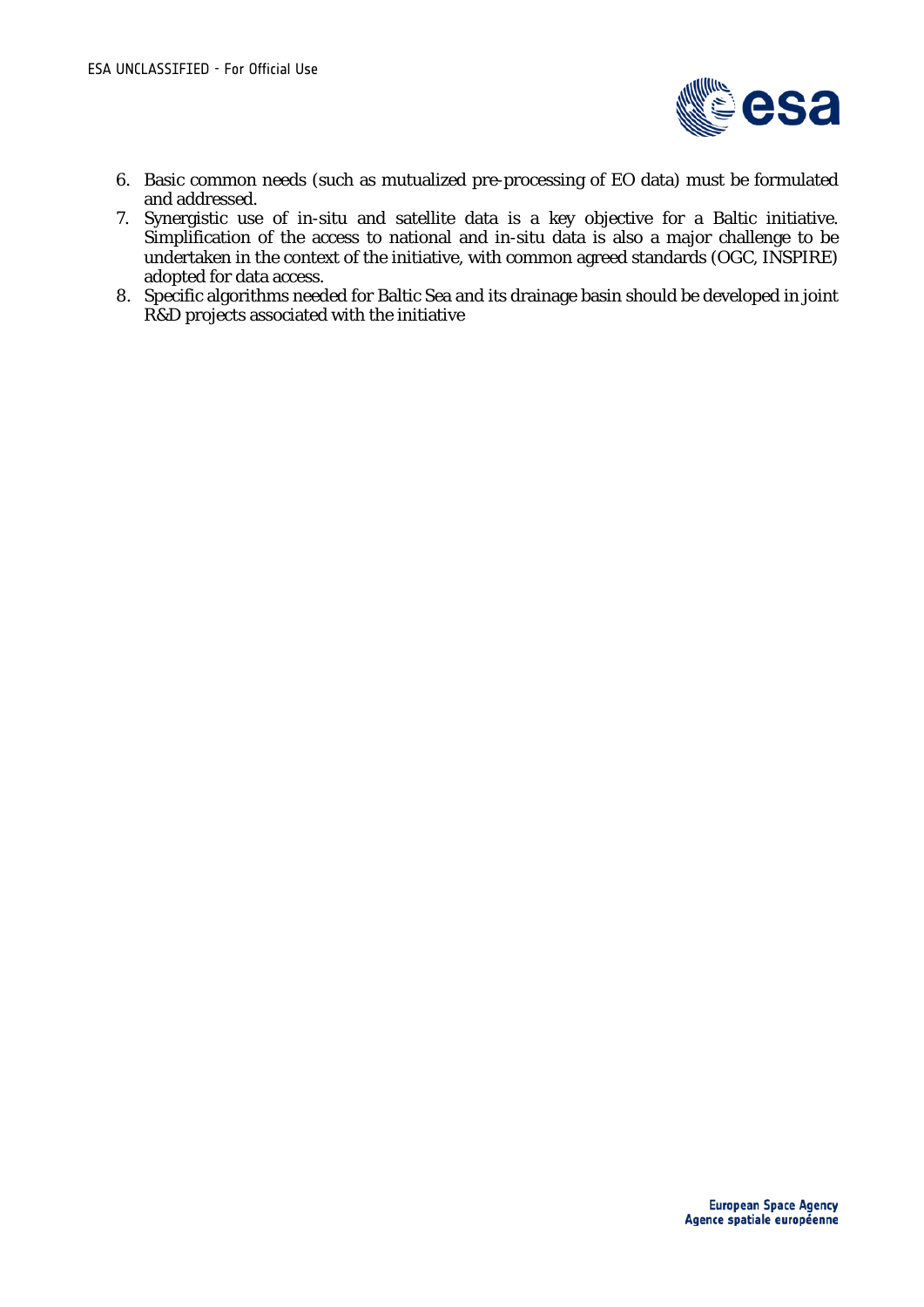6. Basic common needs (such as mutualized pre-processing of EO data) must be formulated and addressed.
7. Synergistic use of in-situ and satellite data is a key objective for a Baltic initiative. Simplification of the access to national and in-situ data is also a major challenge to be undertaken in the context of the initiative, with common agreed standards (OGC, INSPIRE) adopted for data access.
8. Specific algorithms needed for Baltic Sea and its drainage basin should be developed in joint R&D projects associated with the initiative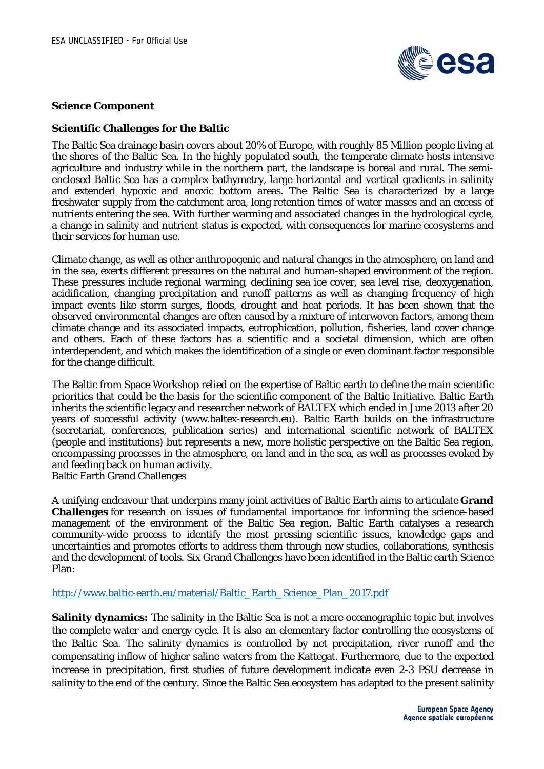**Science Component**

**Scientific Challenges for the Baltic**

The Baltic Sea drainage basin covers about 20% of Europe, with roughly 85 Million people living at the shores of the Baltic Sea. In the highly populated south, the temperate climate hosts intensive agriculture and industry while in the northern part, the landscape is boreal and rural. The semi-enclosed Baltic Sea has a complex bathymetry, large horizontal and vertical gradients in salinity and extended hypoxic and anoxic bottom areas. The Baltic Sea is characterized by a large freshwater supply from the catchment area, long retention times of water masses and an excess of nutrients entering the sea. With further warming and associated changes in the hydrological cycle, a change in salinity and nutrient status is expected, with consequences for marine ecosystems and their services for human use.

Climate change, as well as other anthropogenic and natural changes in the atmosphere, on land and in the sea, exerts different pressures on the natural and human-shaped environment of the region. These pressures include regional warming, declining sea ice cover, sea level rise, deoxygenation, acidification, changing precipitation and runoff patterns as well as changing frequency of high impact events like storm surges, floods, drought and heat periods. It has been shown that the observed environmental changes are often caused by a mixture of interwoven factors, among them climate change and its associated impacts, eutrophication, pollution, fisheries, land cover change and others. Each of these factors has a scientific and a societal dimension, which are often interdependent, and which makes the identification of a single or even dominant factor responsible for the change difficult.

The Baltic from Space Workshop relied on the expertise of Baltic earth to define the main scientific priorities that could be the basis for the scientific component of the Baltic Initiative. Baltic Earth inherits the scientific legacy and researcher network of BALTEX which ended in June 2013 after 20 years of successful activity (www.baltex-research.eu). Baltic Earth builds on the infrastructure (secretariat, conferences, publication series) and international scientific network of BALTEX (people and institutions) but represents a new, more holistic perspective on the Baltic Sea region, encompassing processes in the atmosphere, on land and in the sea, as well as processes evoked by and feeding back on human activity.
Baltic Earth Grand Challenges

A unifying endeavour that underpins many joint activities of Baltic Earth aims to articulate **Grand Challenges** for research on issues of fundamental importance for informing the science-based management of the environment of the Baltic Sea region. Baltic Earth catalyses a research community-wide process to identify the most pressing scientific issues, knowledge gaps and uncertainties and promotes efforts to address them through new studies, collaborations, synthesis and the development of tools. Six Grand Challenges have been identified in the Baltic earth Science Plan:

http://www.baltic-earth.eu/material/Baltic_Earth_Science_Plan_2017.pdf

**Salinity dynamics:** The salinity in the Baltic Sea is not a mere oceanographic topic but involves the complete water and energy cycle. It is also an elementary factor controlling the ecosystems of the Baltic Sea. The salinity dynamics is controlled by net precipitation, river runoff and the compensating inflow of higher saline waters from the Kattegat. Furthermore, due to the expected increase in precipitation, first studies of future development indicate even 2-3 PSU decrease in salinity to the end of the century. Since the Baltic Sea ecosystem has adapted to the present salinity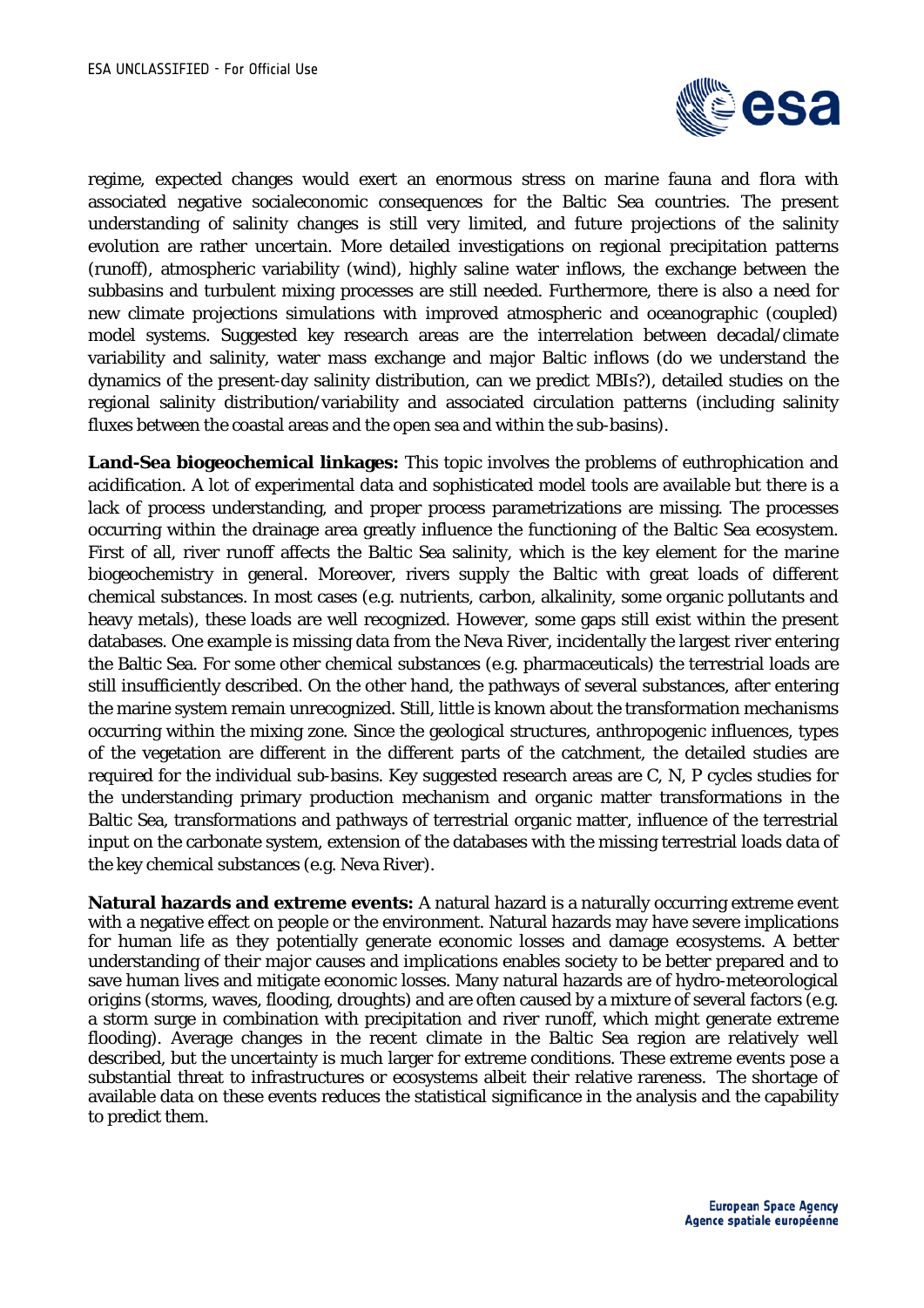regime, expected changes would exert an enormous stress on marine fauna and flora with associated negative socialeconomic consequences for the Baltic Sea countries. The present understanding of salinity changes is still very limited, and future projections of the salinity evolution are rather uncertain. More detailed investigations on regional precipitation patterns (runoff), atmospheric variability (wind), highly saline water inflows, the exchange between the subbasins and turbulent mixing processes are still needed. Furthermore, there is also a need for new climate projections simulations with improved atmospheric and oceanographic (coupled) model systems. Suggested key research areas are the interrelation between decadal/climate variability and salinity, water mass exchange and major Baltic inflows (do we understand the dynamics of the present-day salinity distribution, can we predict MBIs?), detailed studies on the regional salinity distribution/variability and associated circulation patterns (including salinity fluxes between the coastal areas and the open sea and within the sub-basins).

**Land-Sea biogeochemical linkages:** This topic involves the problems of euthrophication and acidification. A lot of experimental data and sophisticated model tools are available but there is a lack of process understanding, and proper process parametrizations are missing. The processes occurring within the drainage area greatly influence the functioning of the Baltic Sea ecosystem. First of all, river runoff affects the Baltic Sea salinity, which is the key element for the marine biogeochemistry in general. Moreover, rivers supply the Baltic with great loads of different chemical substances. In most cases (e.g. nutrients, carbon, alkalinity, some organic pollutants and heavy metals), these loads are well recognized. However, some gaps still exist within the present databases. One example is missing data from the Neva River, incidentally the largest river entering the Baltic Sea. For some other chemical substances (e.g. pharmaceuticals) the terrestrial loads are still insufficiently described. On the other hand, the pathways of several substances, after entering the marine system remain unrecognized. Still, little is known about the transformation mechanisms occurring within the mixing zone. Since the geological structures, anthropogenic influences, types of the vegetation are different in the different parts of the catchment, the detailed studies are required for the individual sub-basins. Key suggested research areas are C, N, P cycles studies for the understanding primary production mechanism and organic matter transformations in the Baltic Sea, transformations and pathways of terrestrial organic matter, influence of the terrestrial input on the carbonate system, extension of the databases with the missing terrestrial loads data of the key chemical substances (e.g. Neva River).

**Natural hazards and extreme events:** A natural hazard is a naturally occurring extreme event with a negative effect on people or the environment. Natural hazards may have severe implications for human life as they potentially generate economic losses and damage ecosystems. A better understanding of their major causes and implications enables society to be better prepared and to save human lives and mitigate economic losses. Many natural hazards are of hydro-meteorological origins (storms, waves, flooding, droughts) and are often caused by a mixture of several factors (e.g. a storm surge in combination with precipitation and river runoff, which might generate extreme flooding). Average changes in the recent climate in the Baltic Sea region are relatively well described, but the uncertainty is much larger for extreme conditions. These extreme events pose a substantial threat to infrastructures or ecosystems albeit their relative rareness. The shortage of available data on these events reduces the statistical significance in the analysis and the capability to predict them.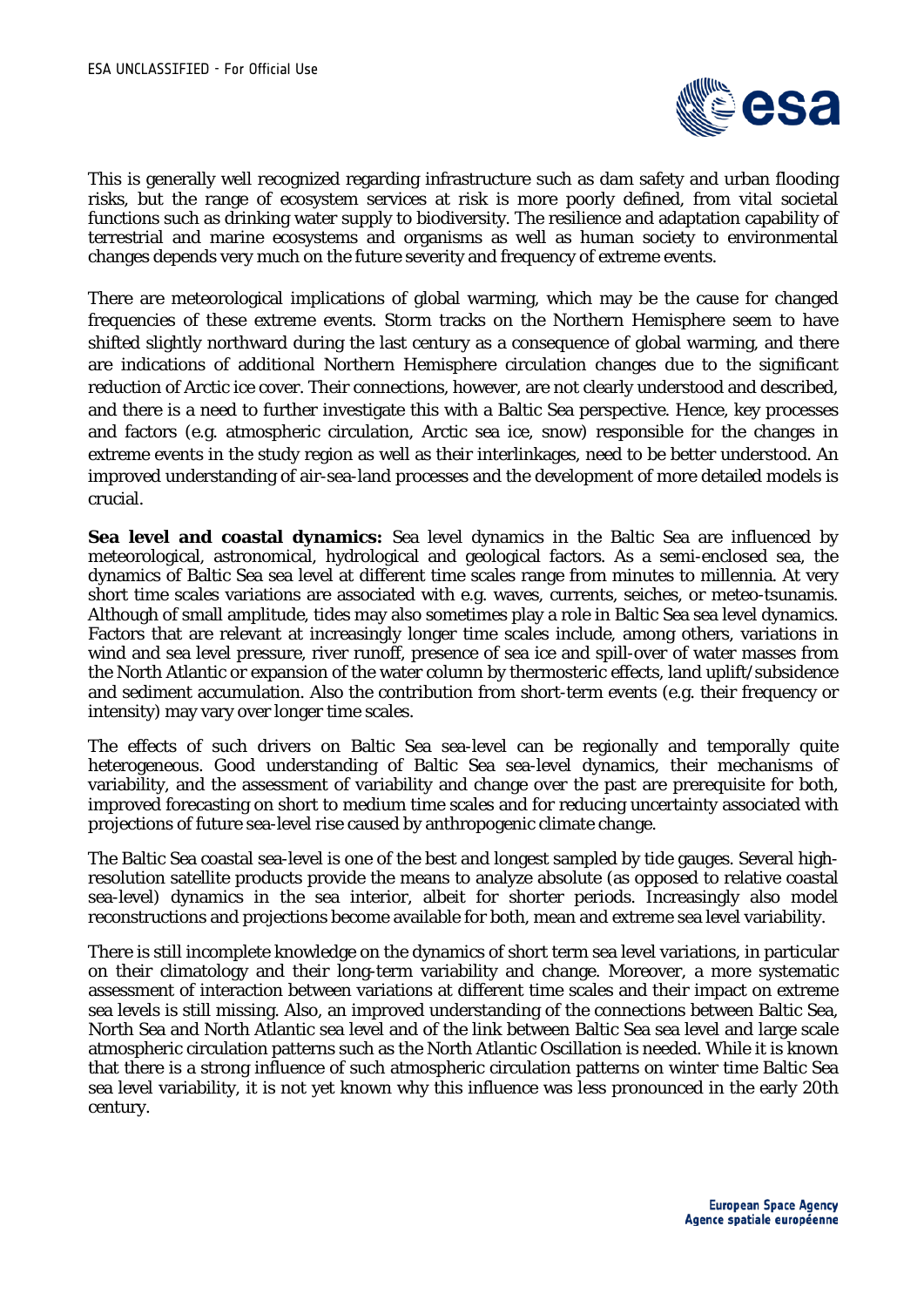This is generally well recognized regarding infrastructure such as dam safety and urban flooding risks, but the range of ecosystem services at risk is more poorly defined, from vital societal functions such as drinking water supply to biodiversity. The resilience and adaptation capability of terrestrial and marine ecosystems and organisms as well as human society to environmental changes depends very much on the future severity and frequency of extreme events.

There are meteorological implications of global warming, which may be the cause for changed frequencies of these extreme events. Storm tracks on the Northern Hemisphere seem to have shifted slightly northward during the last century as a consequence of global warming, and there are indications of additional Northern Hemisphere circulation changes due to the significant reduction of Arctic ice cover. Their connections, however, are not clearly understood and described, and there is a need to further investigate this with a Baltic Sea perspective. Hence, key processes and factors (e.g. atmospheric circulation, Arctic sea ice, snow) responsible for the changes in extreme events in the study region as well as their interlinkages, need to be better understood. An improved understanding of air-sea-land processes and the development of more detailed models is crucial.

**Sea level and coastal dynamics:** Sea level dynamics in the Baltic Sea are influenced by meteorological, astronomical, hydrological and geological factors. As a semi-enclosed sea, the dynamics of Baltic Sea sea level at different time scales range from minutes to millennia. At very short time scales variations are associated with e.g. waves, currents, seiches, or meteo-tsunamis. Although of small amplitude, tides may also sometimes play a role in Baltic Sea sea level dynamics. Factors that are relevant at increasingly longer time scales include, among others, variations in wind and sea level pressure, river runoff, presence of sea ice and spill-over of water masses from the North Atlantic or expansion of the water column by thermosteric effects, land uplift/subsidence and sediment accumulation. Also the contribution from short-term events (e.g. their frequency or intensity) may vary over longer time scales.

The effects of such drivers on Baltic Sea sea-level can be regionally and temporally quite heterogeneous. Good understanding of Baltic Sea sea-level dynamics, their mechanisms of variability, and the assessment of variability and change over the past are prerequisite for both, improved forecasting on short to medium time scales and for reducing uncertainty associated with projections of future sea-level rise caused by anthropogenic climate change.

The Baltic Sea coastal sea-level is one of the best and longest sampled by tide gauges. Several high-resolution satellite products provide the means to analyze absolute (as opposed to relative coastal sea-level) dynamics in the sea interior, albeit for shorter periods. Increasingly also model reconstructions and projections become available for both, mean and extreme sea level variability.

There is still incomplete knowledge on the dynamics of short term sea level variations, in particular on their climatology and their long-term variability and change. Moreover, a more systematic assessment of interaction between variations at different time scales and their impact on extreme sea levels is still missing. Also, an improved understanding of the connections between Baltic Sea, North Sea and North Atlantic sea level and of the link between Baltic Sea sea level and large scale atmospheric circulation patterns such as the North Atlantic Oscillation is needed. While it is known that there is a strong influence of such atmospheric circulation patterns on winter time Baltic Sea sea level variability, it is not yet known why this influence was less pronounced in the early 20th century.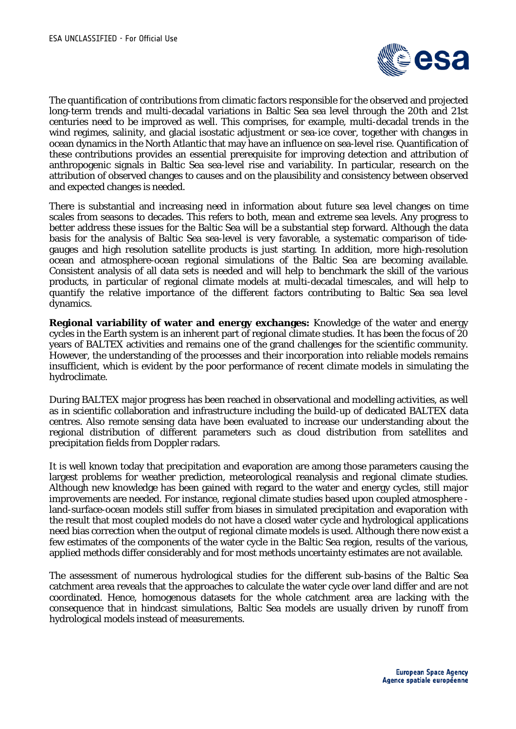The quantification of contributions from climatic factors responsible for the observed and projected long-term trends and multi-decadal variations in Baltic Sea sea level through the 20th and 21st centuries need to be improved as well. This comprises, for example, multi-decadal trends in the wind regimes, salinity, and glacial isostatic adjustment or sea-ice cover, together with changes in ocean dynamics in the North Atlantic that may have an influence on sea-level rise. Quantification of these contributions provides an essential prerequisite for improving detection and attribution of anthropogenic signals in Baltic Sea sea-level rise and variability. In particular, research on the attribution of observed changes to causes and on the plausibility and consistency between observed and expected changes is needed.

There is substantial and increasing need in information about future sea level changes on time scales from seasons to decades. This refers to both, mean and extreme sea levels. Any progress to better address these issues for the Baltic Sea will be a substantial step forward. Although the data basis for the analysis of Baltic Sea sea-level is very favorable, a systematic comparison of tide-gauges and high resolution satellite products is just starting. In addition, more high-resolution ocean and atmosphere-ocean regional simulations of the Baltic Sea are becoming available. Consistent analysis of all data sets is needed and will help to benchmark the skill of the various products, in particular of regional climate models at multi-decadal timescales, and will help to quantify the relative importance of the different factors contributing to Baltic Sea sea level dynamics.

**Regional variability of water and energy exchanges:** Knowledge of the water and energy cycles in the Earth system is an inherent part of regional climate studies. It has been the focus of 20 years of BALTEX activities and remains one of the grand challenges for the scientific community. However, the understanding of the processes and their incorporation into reliable models remains insufficient, which is evident by the poor performance of recent climate models in simulating the hydroclimate.

During BALTEX major progress has been reached in observational and modelling activities, as well as in scientific collaboration and infrastructure including the build-up of dedicated BALTEX data centres. Also remote sensing data have been evaluated to increase our understanding about the regional distribution of different parameters such as cloud distribution from satellites and precipitation fields from Doppler radars.

It is well known today that precipitation and evaporation are among those parameters causing the largest problems for weather prediction, meteorological reanalysis and regional climate studies. Although new knowledge has been gained with regard to the water and energy cycles, still major improvements are needed. For instance, regional climate studies based upon coupled atmosphere - land-surface-ocean models still suffer from biases in simulated precipitation and evaporation with the result that most coupled models do not have a closed water cycle and hydrological applications need bias correction when the output of regional climate models is used. Although there now exist a few estimates of the components of the water cycle in the Baltic Sea region, results of the various, applied methods differ considerably and for most methods uncertainty estimates are not available.

The assessment of numerous hydrological studies for the different sub-basins of the Baltic Sea catchment area reveals that the approaches to calculate the water cycle over land differ and are not coordinated. Hence, homogenous datasets for the whole catchment area are lacking with the consequence that in hindcast simulations, Baltic Sea models are usually driven by runoff from hydrological models instead of measurements.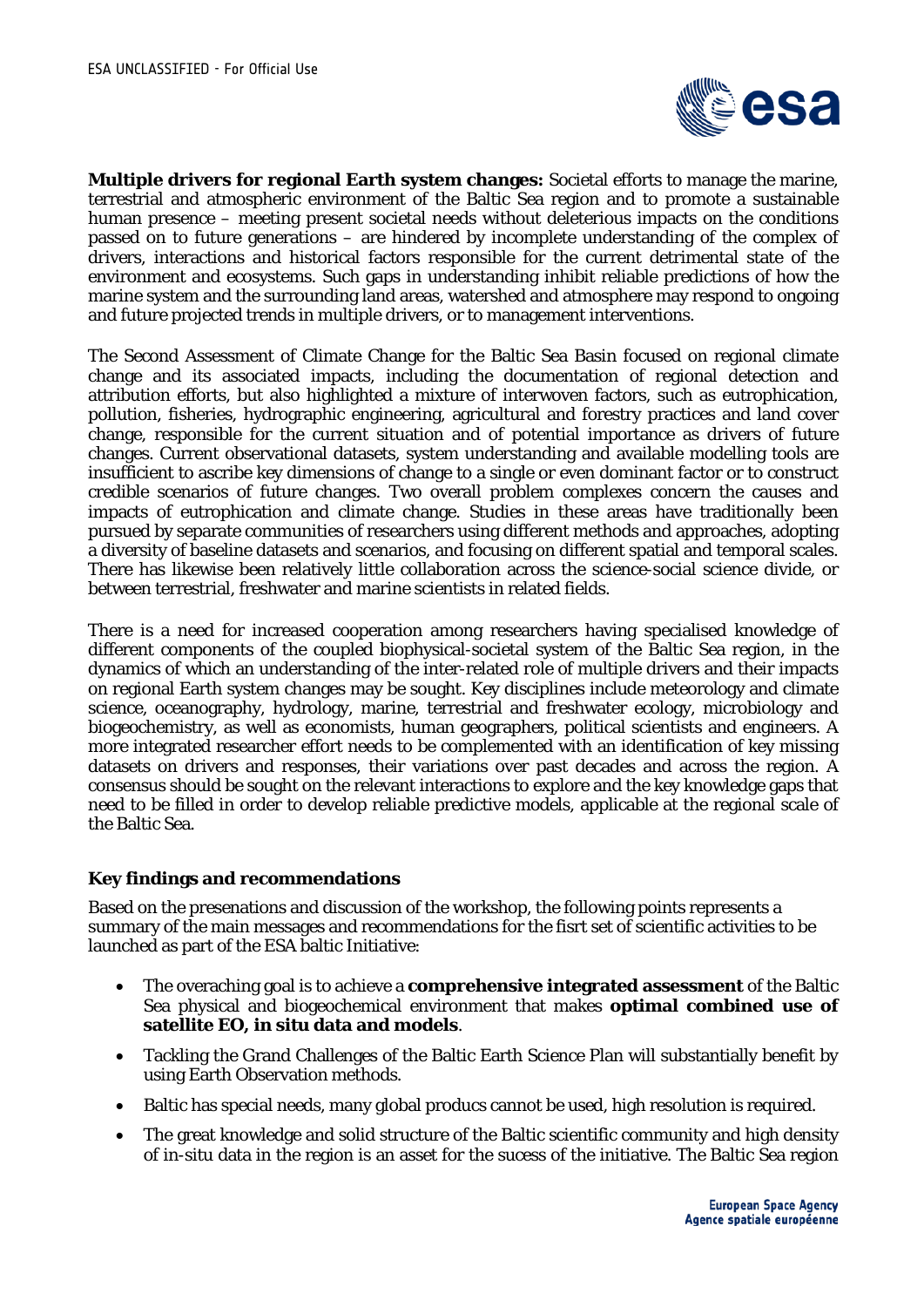**Multiple drivers for regional Earth system changes:** Societal efforts to manage the marine, terrestrial and atmospheric environment of the Baltic Sea region and to promote a sustainable human presence – meeting present societal needs without deleterious impacts on the conditions passed on to future generations – are hindered by incomplete understanding of the complex of drivers, interactions and historical factors responsible for the current detrimental state of the environment and ecosystems. Such gaps in understanding inhibit reliable predictions of how the marine system and the surrounding land areas, watershed and atmosphere may respond to ongoing and future projected trends in multiple drivers, or to management interventions.

The Second Assessment of Climate Change for the Baltic Sea Basin focused on regional climate change and its associated impacts, including the documentation of regional detection and attribution efforts, but also highlighted a mixture of interwoven factors, such as eutrophication, pollution, fisheries, hydrographic engineering, agricultural and forestry practices and land cover change, responsible for the current situation and of potential importance as drivers of future changes. Current observational datasets, system understanding and available modelling tools are insufficient to ascribe key dimensions of change to a single or even dominant factor or to construct credible scenarios of future changes. Two overall problem complexes concern the causes and impacts of eutrophication and climate change. Studies in these areas have traditionally been pursued by separate communities of researchers using different methods and approaches, adopting a diversity of baseline datasets and scenarios, and focusing on different spatial and temporal scales. There has likewise been relatively little collaboration across the science-social science divide, or between terrestrial, freshwater and marine scientists in related fields.

There is a need for increased cooperation among researchers having specialised knowledge of different components of the coupled biophysical-societal system of the Baltic Sea region, in the dynamics of which an understanding of the inter-related role of multiple drivers and their impacts on regional Earth system changes may be sought. Key disciplines include meteorology and climate science, oceanography, hydrology, marine, terrestrial and freshwater ecology, microbiology and biogeochemistry, as well as economists, human geographers, political scientists and engineers. A more integrated researcher effort needs to be complemented with an identification of key missing datasets on drivers and responses, their variations over past decades and across the region. A consensus should be sought on the relevant interactions to explore and the key knowledge gaps that need to be filled in order to develop reliable predictive models, applicable at the regional scale of the Baltic Sea.

### Key findings and recommendations

Based on the presenations and discussion of the workshop, the following points represents a summary of the main messages and recommendations for the fisrt set of scientific activities to be launched as part of the ESA baltic Initiative:

- The overaching goal is to achieve a **comprehensive integrated assessment** of the Baltic Sea physical and biogeochemical environment that makes **optimal combined use of satellite EO, in situ data and models**.
- Tackling the Grand Challenges of the Baltic Earth Science Plan will substantially benefit by using Earth Observation methods.
- Baltic has special needs, many global producs cannot be used, high resolution is required.
- The great knowledge and solid structure of the Baltic scientific community and high density of in-situ data in the region is an asset for the sucess of the initiative. The Baltic Sea region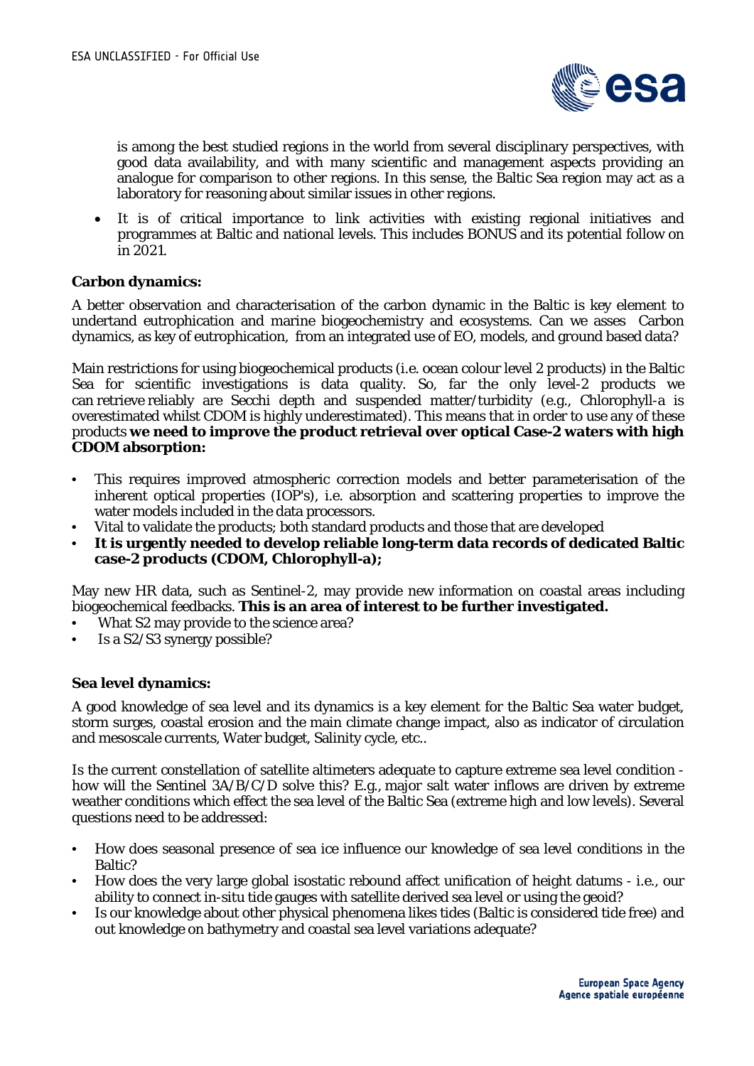is among the best studied regions in the world from several disciplinary perspectives, with good data availability, and with many scientific and management aspects providing an analogue for comparison to other regions. In this sense, the Baltic Sea region may act as a laboratory for reasoning about similar issues in other regions.

- It is of critical importance to link activities with existing regional initiatives and programmes at Baltic and national levels. This includes BONUS and its potential follow on in 2021.

**Carbon dynamics:**

A better observation and characterisation of the carbon dynamic in the Baltic is key element to undertand eutrophication and marine biogeochemistry and ecosystems. Can we asses Carbon dynamics, as key of eutrophication, from an integrated use of EO, models, and ground based data?

Main restrictions for using biogeochemical products (i.e. ocean colour level 2 products) in the Baltic Sea for scientific investigations is data quality. So, far the only level-2 products we can retrieve reliably are Secchi depth and suspended matter/turbidity (e.g., Chlorophyll-a is overestimated whilst CDOM is highly underestimated). This means that in order to use any of these products **we need to improve the product retrieval over optical Case-2 waters with high CDOM absorption:**

- This requires improved atmospheric correction models and better parameterisation of the inherent optical properties (IOP's), i.e. absorption and scattering properties to improve the water models included in the data processors.
- Vital to validate the products; both standard products and those that are developed
- **It is urgently needed to develop reliable long-term data records of dedicated Baltic case-2 products (CDOM, Chlorophyll-a);**

May new HR data, such as Sentinel-2, may provide new information on coastal areas including biogeochemical feedbacks. **This is an area of interest to be further investigated.**

- What S2 may provide to the science area?
- Is a S2/S3 synergy possible?

**Sea level dynamics:**

A good knowledge of sea level and its dynamics is a key element for the Baltic Sea water budget, storm surges, coastal erosion and the main climate change impact, also as indicator of circulation and mesoscale currents, Water budget, Salinity cycle, etc..

Is the current constellation of satellite altimeters adequate to capture extreme sea level condition - how will the Sentinel 3A/B/C/D solve this? E.g., major salt water inflows are driven by extreme weather conditions which effect the sea level of the Baltic Sea (extreme high and low levels). Several questions need to be addressed:

- How does seasonal presence of sea ice influence our knowledge of sea level conditions in the Baltic?
- How does the very large global isostatic rebound affect unification of height datums - i.e., our ability to connect in-situ tide gauges with satellite derived sea level or using the geoid?
- Is our knowledge about other physical phenomena likes tides (Baltic is considered tide free) and out knowledge on bathymetry and coastal sea level variations adequate?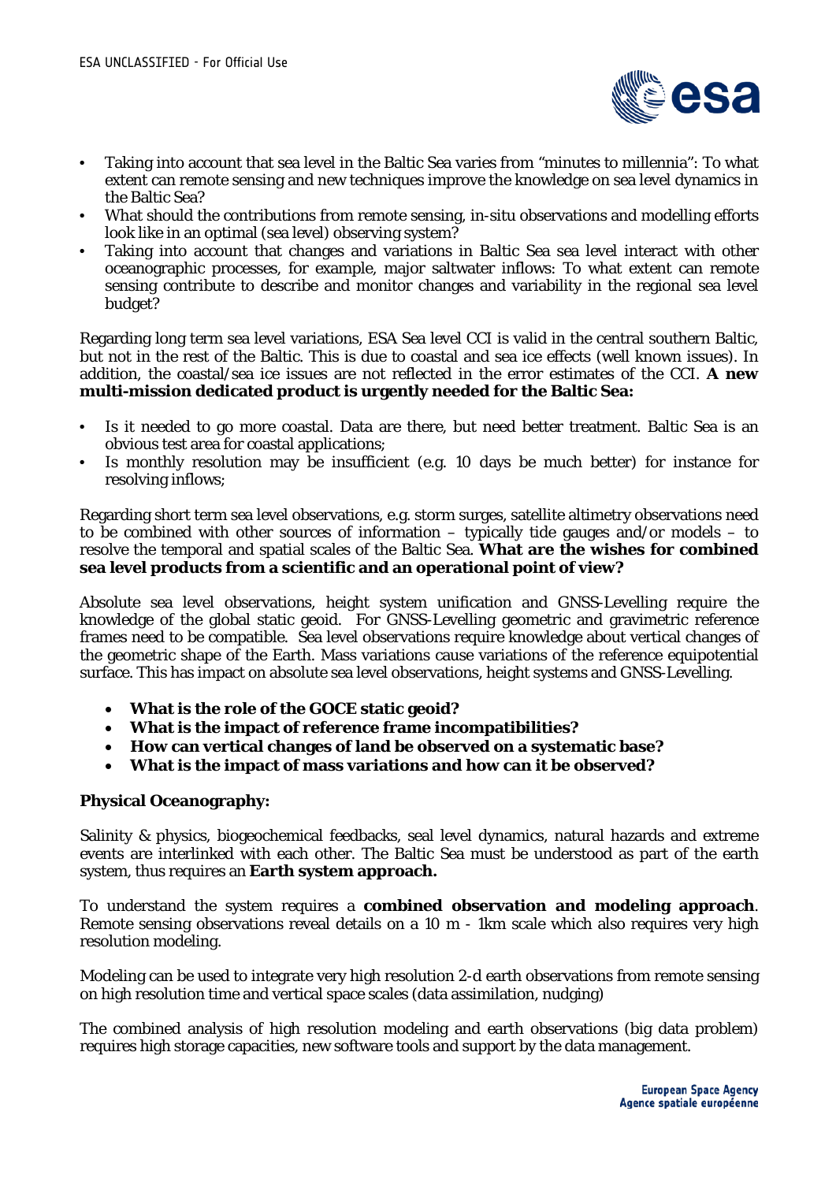- Taking into account that sea level in the Baltic Sea varies from "minutes to millennia": To what extent can remote sensing and new techniques improve the knowledge on sea level dynamics in the Baltic Sea?
- What should the contributions from remote sensing, in-situ observations and modelling efforts look like in an optimal (sea level) observing system?
- Taking into account that changes and variations in Baltic Sea sea level interact with other oceanographic processes, for example, major saltwater inflows: To what extent can remote sensing contribute to describe and monitor changes and variability in the regional sea level budget?

Regarding long term sea level variations, ESA Sea level CCI is valid in the central southern Baltic, but not in the rest of the Baltic. This is due to coastal and sea ice effects (well known issues). In addition, the coastal/sea ice issues are not reflected in the error estimates of the CCI. **A new multi-mission dedicated product is urgently needed for the Baltic Sea:**

- Is it needed to go more coastal. Data are there, but need better treatment. Baltic Sea is an obvious test area for coastal applications;
- Is monthly resolution may be insufficient (e.g. 10 days be much better) for instance for resolving inflows;

Regarding short term sea level observations, e.g. storm surges, satellite altimetry observations need to be combined with other sources of information – typically tide gauges and/or models – to resolve the temporal and spatial scales of the Baltic Sea. **What are the wishes for combined sea level products from a scientific and an operational point of view?**

Absolute sea level observations, height system unification and GNSS-Levelling require the knowledge of the global static geoid. For GNSS-Levelling geometric and gravimetric reference frames need to be compatible. Sea level observations require knowledge about vertical changes of the geometric shape of the Earth. Mass variations cause variations of the reference equipotential surface. This has impact on absolute sea level observations, height systems and GNSS-Levelling.

- **What is the role of the GOCE static geoid?**
- **What is the impact of reference frame incompatibilities?**
- **How can vertical changes of land be observed on a systematic base?**
- **What is the impact of mass variations and how can it be observed?**

**Physical Oceanography:**

Salinity & physics, biogeochemical feedbacks, seal level dynamics, natural hazards and extreme events are interlinked with each other. The Baltic Sea must be understood as part of the earth system, thus requires an **Earth system approach.**

To understand the system requires a **combined observation and modeling approach**. Remote sensing observations reveal details on a 10 m - 1km scale which also requires very high resolution modeling.

Modeling can be used to integrate very high resolution 2-d earth observations from remote sensing on high resolution time and vertical space scales (data assimilation, nudging)

The combined analysis of high resolution modeling and earth observations (big data problem) requires high storage capacities, new software tools and support by the data management.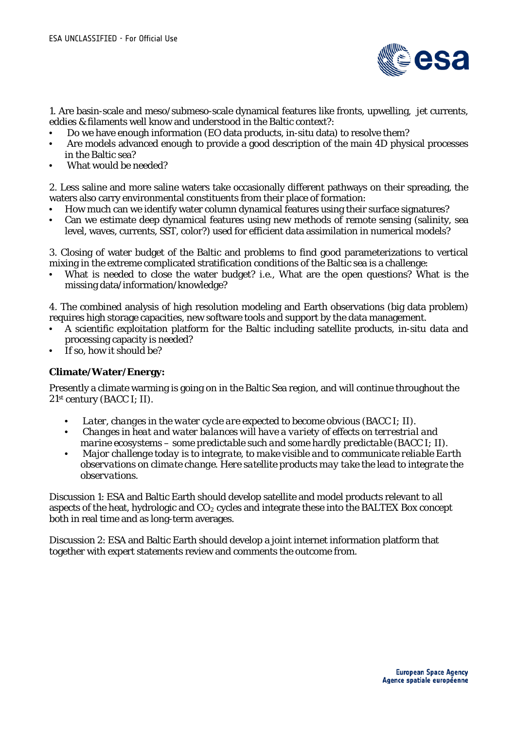1. Are basin-scale and meso/submeso-scale dynamical features like fronts, upwelling, jet currents, eddies & filaments well know and understood in the Baltic context?:

- Do we have enough information (EO data products, in-situ data) to resolve them?
- Are models advanced enough to provide a good description of the main 4D physical processes in the Baltic sea?
- What would be needed?

2. Less saline and more saline waters take occasionally different pathways on their spreading, the waters also carry environmental constituents from their place of formation:

- How much can we identify water column dynamical features using their surface signatures?
- Can we estimate deep dynamical features using new methods of remote sensing (salinity, sea level, waves, currents, SST, color?) used for efficient data assimilation in numerical models?

3. Closing of water budget of the Baltic and problems to find good parameterizations to vertical mixing in the extreme complicated stratification conditions of the Baltic sea is a challenge:

- What is needed to close the water budget? i.e., What are the open questions? What is the missing data/information/knowledge?

4. The combined analysis of high resolution modeling and Earth observations (big data problem) requires high storage capacities, new software tools and support by the data management.

- A scientific exploitation platform for the Baltic including satellite products, in-situ data and processing capacity is needed?
- If so, how it should be?

**Climate/Water/Energy:**

Presently a climate warming is going on in the Baltic Sea region, and will continue throughout the 21st century (BACC I; II).

- *Later, changes in the water cycle are expected to become obvious (BACC I; II).*
- *Changes in heat and water balances will have a variety of effects on terrestrial and marine ecosystems – some predictable such and some hardly predictable (BACC I; II).*
- *Major challenge today is to integrate, to make visible and to communicate reliable Earth observations on climate change. Here satellite products may take the lead to integrate the observations.*

Discussion 1: ESA and Baltic Earth should develop satellite and model products relevant to all aspects of the heat, hydrologic and $CO_2$ cycles and integrate these into the BALTEX Box concept both in real time and as long-term averages.

Discussion 2: ESA and Baltic Earth should develop a joint internet information platform that together with expert statements review and comments the outcome from.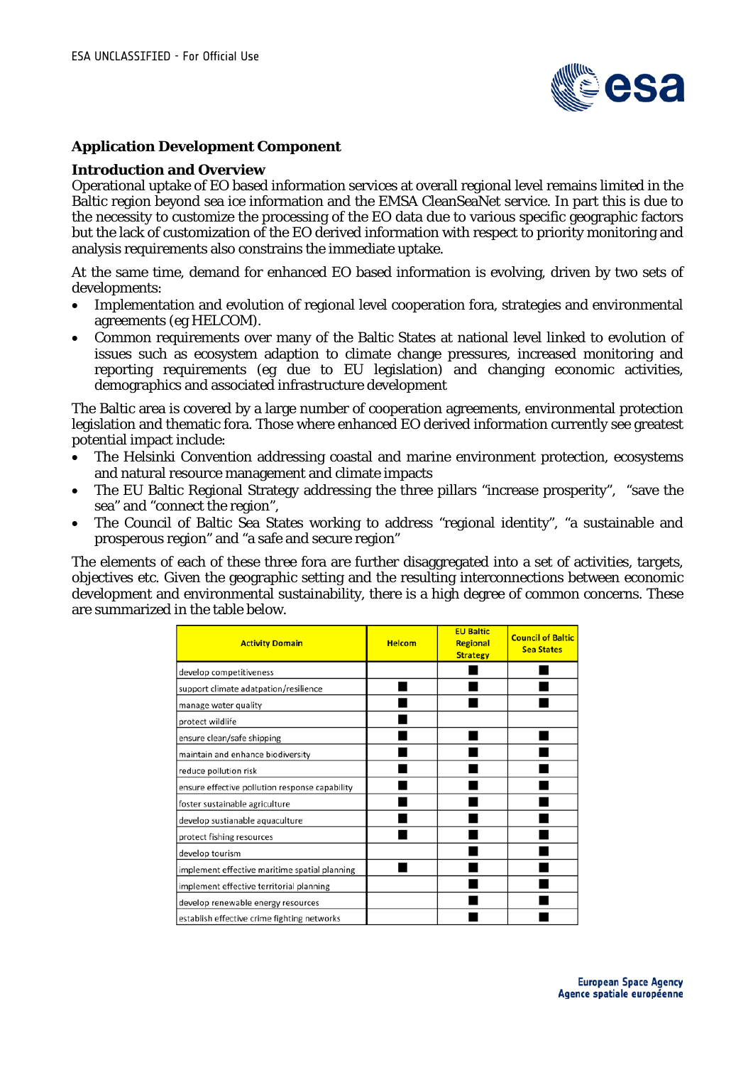## Application Development Component

### Introduction and Overview

Operational uptake of EO based information services at overall regional level remains limited in the Baltic region beyond sea ice information and the EMSA CleanSeaNet service. In part this is due to the necessity to customize the processing of the EO data due to various specific geographic factors but the lack of customization of the EO derived information with respect to priority monitoring and analysis requirements also constrains the immediate uptake.

At the same time, demand for enhanced EO based information is evolving, driven by two sets of developments:

- Implementation and evolution of regional level cooperation fora, strategies and environmental agreements (eg HELCOM).
- Common requirements over many of the Baltic States at national level linked to evolution of issues such as ecosystem adaption to climate change pressures, increased monitoring and reporting requirements (eg due to EU legislation) and changing economic activities, demographics and associated infrastructure development

The Baltic area is covered by a large number of cooperation agreements, environmental protection legislation and thematic fora. Those where enhanced EO derived information currently see greatest potential impact include:

- The Helsinki Convention addressing coastal and marine environment protection, ecosystems and natural resource management and climate impacts
- The EU Baltic Regional Strategy addressing the three pillars "increase prosperity", "save the sea" and "connect the region",
- The Council of Baltic Sea States working to address "regional identity", "a sustainable and prosperous region" and "a safe and secure region"

The elements of each of these three fora are further disaggregated into a set of activities, targets, objectives etc. Given the geographic setting and the resulting interconnections between economic development and environmental sustainability, there is a high degree of common concerns. These are summarized in the table below.

| Activity Domain | Helcom | EU Baltic Regional Strategy | Council of Baltic Sea States |
|---|---|---|---|
| develop competitiveness | | ■ | ■ |
| support climate adatpation/resilience | ■ | ■ | ■ |
| manage water quality | ■ | ■ | ■ |
| protect wildlife | ■ | | |
| ensure clean/safe shipping | ■ | ■ | ■ |
| maintain and enhance biodiversity | ■ | ■ | ■ |
| reduce pollution risk | ■ | ■ | ■ |
| ensure effective pollution response capability | ■ | ■ | ■ |
| foster sustainable agriculture | ■ | ■ | ■ |
| develop sustianable aquaculture | ■ | ■ | ■ |
| protect fishing resources | ■ | ■ | ■ |
| develop tourism | | ■ | ■ |
| implement effective maritime spatial planning | ■ | ■ | ■ |
| implement effective territorial planning | | ■ | ■ |
| develop renewable energy resources | | ■ | ■ |
| establish effective crime fighting networks | | ■ | ■ |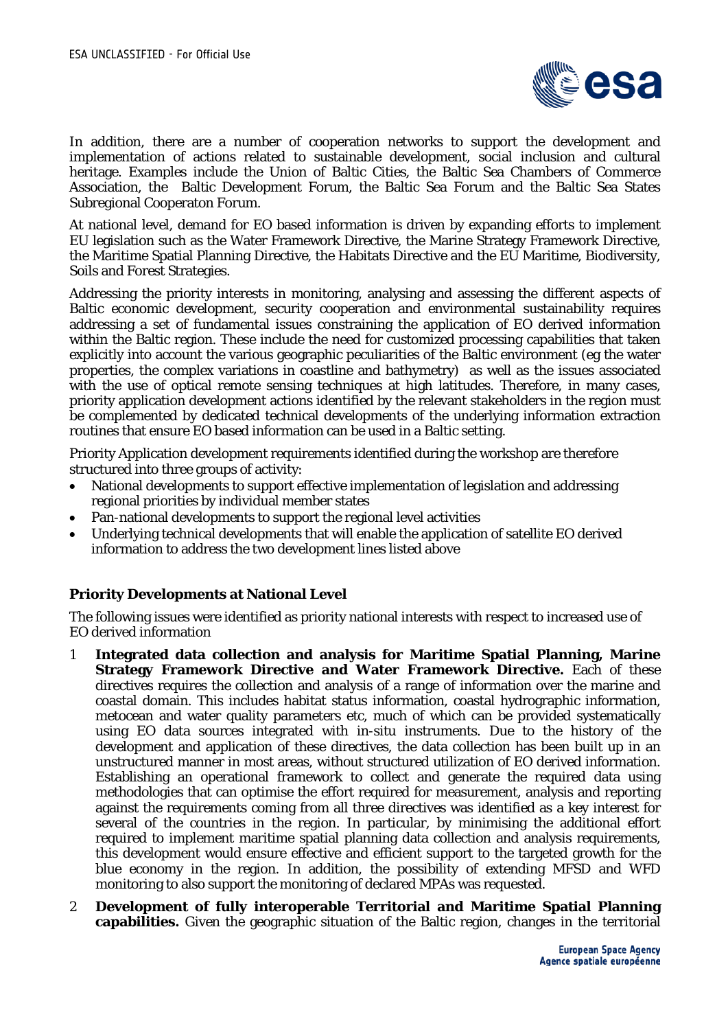In addition, there are a number of cooperation networks to support the development and implementation of actions related to sustainable development, social inclusion and cultural heritage. Examples include the Union of Baltic Cities, the Baltic Sea Chambers of Commerce Association, the Baltic Development Forum, the Baltic Sea Forum and the Baltic Sea States Subregional Cooperaton Forum.

At national level, demand for EO based information is driven by expanding efforts to implement EU legislation such as the Water Framework Directive, the Marine Strategy Framework Directive, the Maritime Spatial Planning Directive, the Habitats Directive and the EU Maritime, Biodiversity, Soils and Forest Strategies.

Addressing the priority interests in monitoring, analysing and assessing the different aspects of Baltic economic development, security cooperation and environmental sustainability requires addressing a set of fundamental issues constraining the application of EO derived information within the Baltic region. These include the need for customized processing capabilities that taken explicitly into account the various geographic peculiarities of the Baltic environment (eg the water properties, the complex variations in coastline and bathymetry) as well as the issues associated with the use of optical remote sensing techniques at high latitudes. Therefore, in many cases, priority application development actions identified by the relevant stakeholders in the region must be complemented by dedicated technical developments of the underlying information extraction routines that ensure EO based information can be used in a Baltic setting.

Priority Application development requirements identified during the workshop are therefore structured into three groups of activity:

- National developments to support effective implementation of legislation and addressing regional priorities by individual member states
- Pan-national developments to support the regional level activities
- Underlying technical developments that will enable the application of satellite EO derived information to address the two development lines listed above

**Priority Developments at National Level**

The following issues were identified as priority national interests with respect to increased use of EO derived information

1. **Integrated data collection and analysis for Maritime Spatial Planning, Marine Strategy Framework Directive and Water Framework Directive.** Each of these directives requires the collection and analysis of a range of information over the marine and coastal domain. This includes habitat status information, coastal hydrographic information, metocean and water quality parameters etc, much of which can be provided systematically using EO data sources integrated with in-situ instruments. Due to the history of the development and application of these directives, the data collection has been built up in an unstructured manner in most areas, without structured utilization of EO derived information. Establishing an operational framework to collect and generate the required data using methodologies that can optimise the effort required for measurement, analysis and reporting against the requirements coming from all three directives was identified as a key interest for several of the countries in the region. In particular, by minimising the additional effort required to implement maritime spatial planning data collection and analysis requirements, this development would ensure effective and efficient support to the targeted growth for the blue economy in the region. In addition, the possibility of extending MFSD and WFD monitoring to also support the monitoring of declared MPAs was requested.

2. **Development of fully interoperable Territorial and Maritime Spatial Planning capabilities.** Given the geographic situation of the Baltic region, changes in the territorial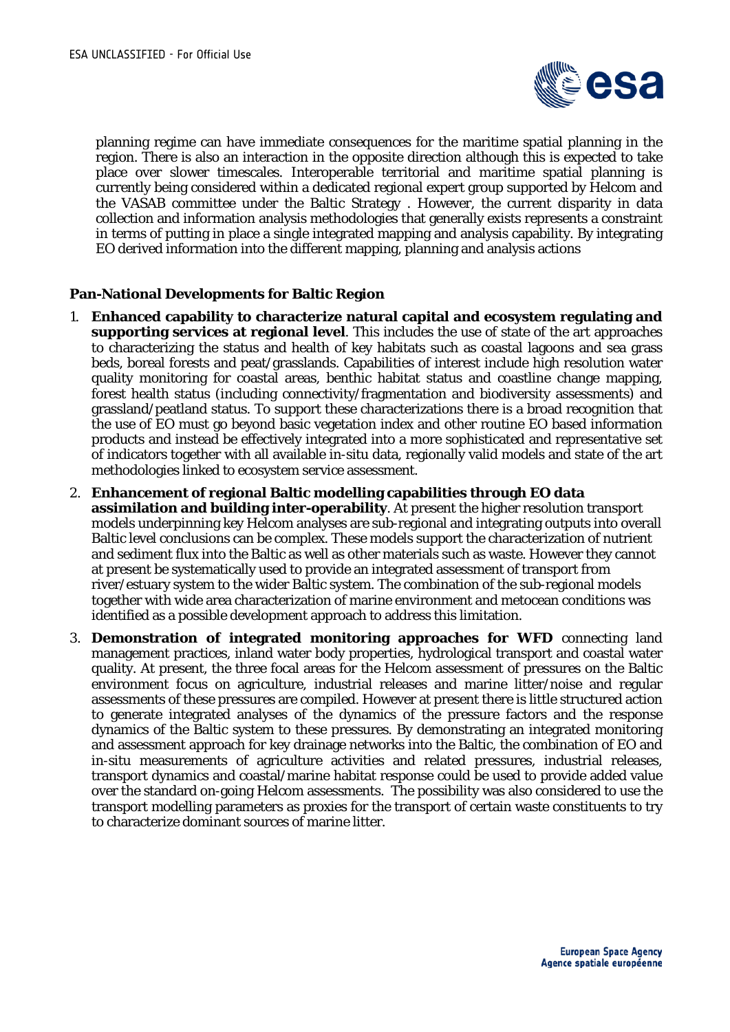planning regime can have immediate consequences for the maritime spatial planning in the region. There is also an interaction in the opposite direction although this is expected to take place over slower timescales. Interoperable territorial and maritime spatial planning is currently being considered within a dedicated regional expert group supported by Helcom and the VASAB committee under the Baltic Strategy . However, the current disparity in data collection and information analysis methodologies that generally exists represents a constraint in terms of putting in place a single integrated mapping and analysis capability. By integrating EO derived information into the different mapping, planning and analysis actions

**Pan-National Developments for Baltic Region**

1. **Enhanced capability to characterize natural capital and ecosystem regulating and supporting services at regional level**. This includes the use of state of the art approaches to characterizing the status and health of key habitats such as coastal lagoons and sea grass beds, boreal forests and peat/grasslands. Capabilities of interest include high resolution water quality monitoring for coastal areas, benthic habitat status and coastline change mapping, forest health status (including connectivity/fragmentation and biodiversity assessments) and grassland/peatland status. To support these characterizations there is a broad recognition that the use of EO must go beyond basic vegetation index and other routine EO based information products and instead be effectively integrated into a more sophisticated and representative set of indicators together with all available in-situ data, regionally valid models and state of the art methodologies linked to ecosystem service assessment.
2. **Enhancement of regional Baltic modelling capabilities through EO data assimilation and building inter-operability**. At present the higher resolution transport models underpinning key Helcom analyses are sub-regional and integrating outputs into overall Baltic level conclusions can be complex. These models support the characterization of nutrient and sediment flux into the Baltic as well as other materials such as waste. However they cannot at present be systematically used to provide an integrated assessment of transport from river/estuary system to the wider Baltic system. The combination of the sub-regional models together with wide area characterization of marine environment and metocean conditions was identified as a possible development approach to address this limitation.
3. **Demonstration of integrated monitoring approaches for WFD** connecting land management practices, inland water body properties, hydrological transport and coastal water quality. At present, the three focal areas for the Helcom assessment of pressures on the Baltic environment focus on agriculture, industrial releases and marine litter/noise and regular assessments of these pressures are compiled. However at present there is little structured action to generate integrated analyses of the dynamics of the pressure factors and the response dynamics of the Baltic system to these pressures. By demonstrating an integrated monitoring and assessment approach for key drainage networks into the Baltic, the combination of EO and in-situ measurements of agriculture activities and related pressures, industrial releases, transport dynamics and coastal/marine habitat response could be used to provide added value over the standard on-going Helcom assessments. The possibility was also considered to use the transport modelling parameters as proxies for the transport of certain waste constituents to try to characterize dominant sources of marine litter.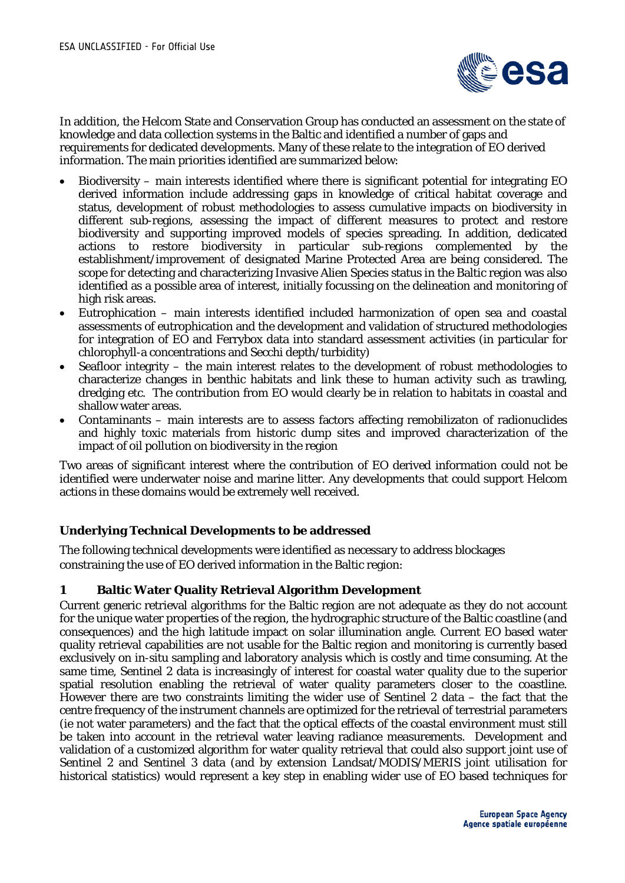In addition, the Helcom State and Conservation Group has conducted an assessment on the state of knowledge and data collection systems in the Baltic and identified a number of gaps and requirements for dedicated developments. Many of these relate to the integration of EO derived information. The main priorities identified are summarized below:

- Biodiversity – main interests identified where there is significant potential for integrating EO derived information include addressing gaps in knowledge of critical habitat coverage and status, development of robust methodologies to assess cumulative impacts on biodiversity in different sub-regions, assessing the impact of different measures to protect and restore biodiversity and supporting improved models of species spreading. In addition, dedicated actions to restore biodiversity in particular sub-regions complemented by the establishment/improvement of designated Marine Protected Area are being considered. The scope for detecting and characterizing Invasive Alien Species status in the Baltic region was also identified as a possible area of interest, initially focussing on the delineation and monitoring of high risk areas.
- Eutrophication – main interests identified included harmonization of open sea and coastal assessments of eutrophication and the development and validation of structured methodologies for integration of EO and Ferrybox data into standard assessment activities (in particular for chlorophyll-a concentrations and Secchi depth/turbidity)
- Seafloor integrity – the main interest relates to the development of robust methodologies to characterize changes in benthic habitats and link these to human activity such as trawling, dredging etc. The contribution from EO would clearly be in relation to habitats in coastal and shallow water areas.
- Contaminants – main interests are to assess factors affecting remobilizaton of radionuclides and highly toxic materials from historic dump sites and improved characterization of the impact of oil pollution on biodiversity in the region

Two areas of significant interest where the contribution of EO derived information could not be identified were underwater noise and marine litter. Any developments that could support Helcom actions in these domains would be extremely well received.

**Underlying Technical Developments to be addressed**

The following technical developments were identified as necessary to address blockages constraining the use of EO derived information in the Baltic region:

## 1 Baltic Water Quality Retrieval Algorithm Development

Current generic retrieval algorithms for the Baltic region are not adequate as they do not account for the unique water properties of the region, the hydrographic structure of the Baltic coastline (and consequences) and the high latitude impact on solar illumination angle. Current EO based water quality retrieval capabilities are not usable for the Baltic region and monitoring is currently based exclusively on in-situ sampling and laboratory analysis which is costly and time consuming. At the same time, Sentinel 2 data is increasingly of interest for coastal water quality due to the superior spatial resolution enabling the retrieval of water quality parameters closer to the coastline. However there are two constraints limiting the wider use of Sentinel 2 data – the fact that the centre frequency of the instrument channels are optimized for the retrieval of terrestrial parameters (ie not water parameters) and the fact that the optical effects of the coastal environment must still be taken into account in the retrieval water leaving radiance measurements. Development and validation of a customized algorithm for water quality retrieval that could also support joint use of Sentinel 2 and Sentinel 3 data (and by extension Landsat/MODIS/MERIS joint utilisation for historical statistics) would represent a key step in enabling wider use of EO based techniques for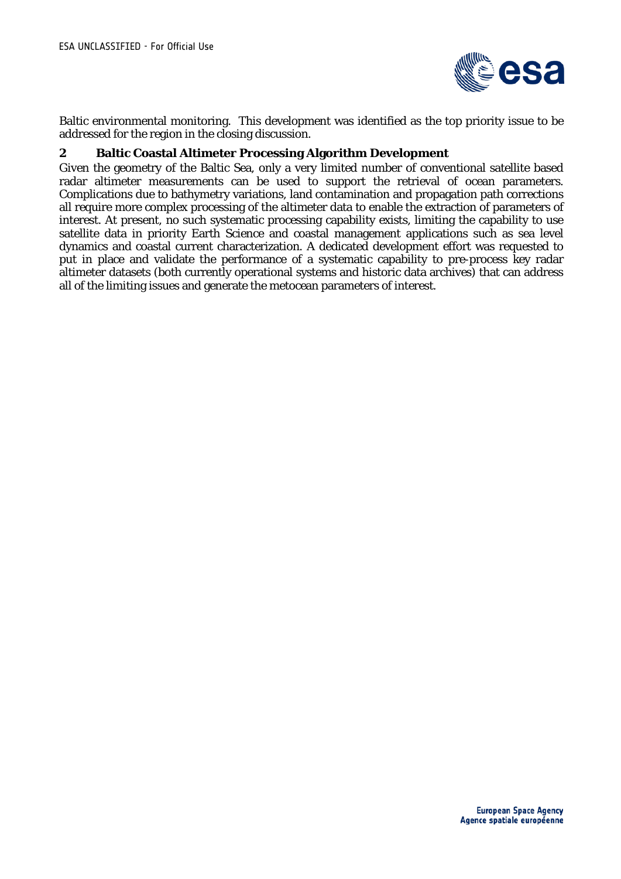Baltic environmental monitoring. This development was identified as the top priority issue to be addressed for the region in the closing discussion.

## 2 Baltic Coastal Altimeter Processing Algorithm Development

Given the geometry of the Baltic Sea, only a very limited number of conventional satellite based radar altimeter measurements can be used to support the retrieval of ocean parameters. Complications due to bathymetry variations, land contamination and propagation path corrections all require more complex processing of the altimeter data to enable the extraction of parameters of interest. At present, no such systematic processing capability exists, limiting the capability to use satellite data in priority Earth Science and coastal management applications such as sea level dynamics and coastal current characterization. A dedicated development effort was requested to put in place and validate the performance of a systematic capability to pre-process key radar altimeter datasets (both currently operational systems and historic data archives) that can address all of the limiting issues and generate the metocean parameters of interest.